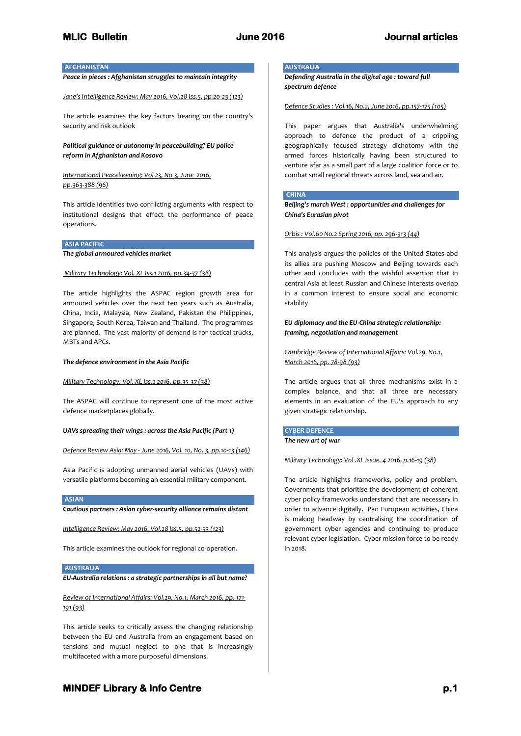## AFGHANISTAN

***Peace in pieces : Afghanistan struggles to maintain integrity***

Jane's Intelligence Review: May 2016, Vol.28 Iss.5, pp.20-23 (123)

The article examines the key factors bearing on the country's security and risk outlook

***Political guidance or autonomy in peacebuilding? EU police reform in Afghanistan and Kosovo***

International Peacekeeping: Vol 23, No 3, June 2016, pp.363-388 (96)

This article identifies two conflicting arguments with respect to institutional designs that effect the performance of peace operations.

## ASIA PACIFIC

***The global armoured vehicles market***

Military Technology: Vol. XL Iss.1 2016, pp.34-37 (38)

The article highlights the ASPAC region growth area for armoured vehicles over the next ten years such as Australia, China, India, Malaysia, New Zealand, Pakistan the Philippines, Singapore, South Korea, Taiwan and Thailand. The programmes are planned. The vast majority of demand is for tactical trucks, MBTs and APCs.

***The defence environment in the Asia Pacific***

Military Technology: Vol. XL Iss.2 2016, pp.35-37 (38)

The ASPAC will continue to represent one of the most active defence marketplaces globally.

***UAVs spreading their wings : across the Asia Pacific (Part 1)***

Defence Review Asia: May - June 2016, Vol. 10, No. 3, pp.10-13 (146)

Asia Pacific is adopting unmanned aerial vehicles (UAVs) with versatile platforms becoming an essential military component.

## ASIAN

***Cautious partners : Asian cyber-security alliance remains distant***

Intelligence Review: May 2016, Vol.28 Iss.5, pp.52-53 (123)

This article examines the outlook for regional co-operation.

## AUSTRALIA

***EU-Australia relations : a strategic partnerships in all but name?***

Review of International Affairs: Vol.29, No.1, March 2016, pp. 171-191 (93)

This article seeks to critically assess the changing relationship between the EU and Australia from an engagement based on tensions and mutual neglect to one that is increasingly multifaceted with a more purposeful dimensions.

## AUSTRALIA

***Defending Australia in the digital age : toward full spectrum defence***

Defence Studies : Vol.16, No.2, June 2016, pp.157-175 (105)

This paper argues that Australia's underwhelming approach to defence the product of a crippling geographically focused strategy dichotomy with the armed forces historically having been structured to venture afar as a small part of a large coalition force or to combat small regional threats across land, sea and air.

## CHINA

***Beijing's march West : opportunities and challenges for China's Eurasian pivot***

Orbis : Vol.60 No.2 Spring 2016, pp. 296-313 (44)

This analysis argues the policies of the United States abd its allies are pushing Moscow and Beijing towards each other and concludes with the wishful assertion that in central Asia at least Russian and Chinese interests overlap in a common interest to ensure social and economic stability

***EU diplomacy and the EU-China strategic relationship: framing, negotiation and management***

Cambridge Review of International Affairs: Vol.29, No.1, March 2016, pp. 78-98 (93)

The article argues that all three mechanisms exist in a complex balance, and that all three are necessary elements in an evaluation of the EU's approach to any given strategic relationship.

## CYBER DEFENCE

***The new art of war***

Military Technology: Vol .XL Issue. 4 2016, p.16-19 (38)

The article highlights frameworks, policy and problem. Governments that prioritise the development of coherent cyber policy frameworks understand that are necessary in order to advance digitally. Pan European activities, China is making headway by centralising the coordination of government cyber agencies and continuing to produce relevant cyber legislation. Cyber mission force to be ready in 2018.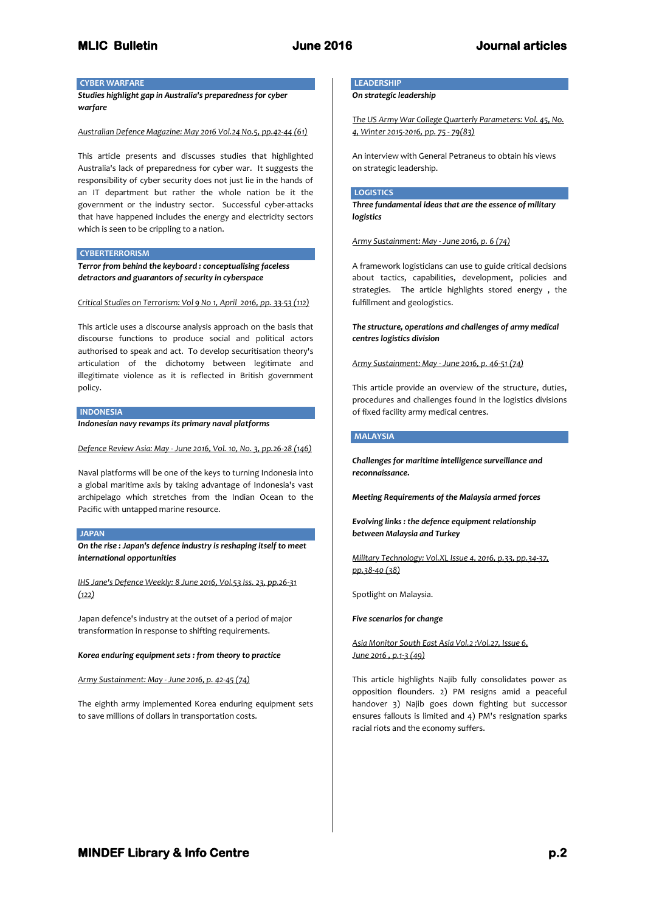## CYBER WARFARE

***Studies highlight gap in Australia's preparedness for cyber warfare***

Australian Defence Magazine: May 2016 Vol.24 No.5, pp.42-44 (61)

This article presents and discusses studies that highlighted Australia's lack of preparedness for cyber war. It suggests the responsibility of cyber security does not just lie in the hands of an IT department but rather the whole nation be it the government or the industry sector. Successful cyber-attacks that have happened includes the energy and electricity sectors which is seen to be crippling to a nation.

## CYBERTERRORISM

***Terror from behind the keyboard : conceptualising faceless detractors and guarantors of security in cyberspace***

Critical Studies on Terrorism: Vol 9 No 1, April 2016, pp. 33-53 (112)

This article uses a discourse analysis approach on the basis that discourse functions to produce social and political actors authorised to speak and act. To develop securitisation theory's articulation of the dichotomy between legitimate and illegitimate violence as it is reflected in British government policy.

## INDONESIA

***Indonesian navy revamps its primary naval platforms***

Defence Review Asia: May - June 2016, Vol. 10, No. 3, pp.26-28 (146)

Naval platforms will be one of the keys to turning Indonesia into a global maritime axis by taking advantage of Indonesia's vast archipelago which stretches from the Indian Ocean to the Pacific with untapped marine resource.

## JAPAN

***On the rise : Japan's defence industry is reshaping itself to meet international opportunities***

IHS Jane's Defence Weekly: 8 June 2016, Vol.53 Iss. 23, pp.26-31 (122)

Japan defence's industry at the outset of a period of major transformation in response to shifting requirements.

***Korea enduring equipment sets : from theory to practice***

Army Sustainment: May - June 2016, p. 42-45 (74)

The eighth army implemented Korea enduring equipment sets to save millions of dollars in transportation costs.

## LEADERSHIP

***On strategic leadership***

The US Army War College Quarterly Parameters: Vol. 45, No. 4, Winter 2015-2016, pp. 75 - 79(83)

An interview with General Petraneus to obtain his views on strategic leadership.

## LOGISTICS

***Three fundamental ideas that are the essence of military logistics***

Army Sustainment: May - June 2016, p. 6 (74)

A framework logisticians can use to guide critical decisions about tactics, capabilities, development, policies and strategies. The article highlights stored energy , the fulfillment and geologistics.

***The structure, operations and challenges of army medical centres logistics division***

Army Sustainment: May - June 2016, p. 46-51 (74)

This article provide an overview of the structure, duties, procedures and challenges found in the logistics divisions of fixed facility army medical centres.

## MALAYSIA

***Challenges for maritime intelligence surveillance and reconnaissance.***

***Meeting Requirements of the Malaysia armed forces***

***Evolving links : the defence equipment relationship between Malaysia and Turkey***

Military Technology: Vol.XL Issue 4, 2016, p.33, pp.34-37, pp.38-40 (38)

Spotlight on Malaysia.

***Five scenarios for change***

Asia Monitor South East Asia Vol.2 :Vol.27, Issue 6, June 2016 , p.1-3 (49)

This article highlights Najib fully consolidates power as opposition flounders. 2) PM resigns amid a peaceful handover 3) Najib goes down fighting but successor ensures fallouts is limited and 4) PM's resignation sparks racial riots and the economy suffers.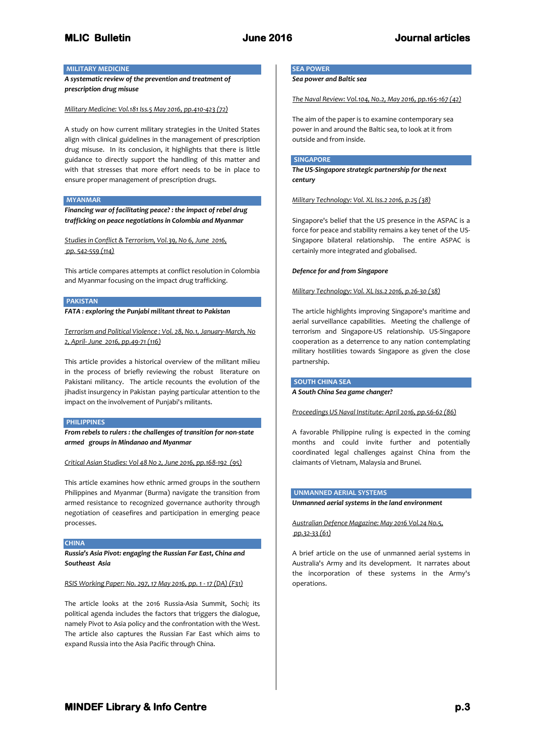## MILITARY MEDICINE

***A systematic review of the prevention and treatment of prescription drug misuse***

Military Medicine: Vol.181 Iss.5 May 2016, pp.410-423 (72)

A study on how current military strategies in the United States align with clinical guidelines in the management of prescription drug misuse. In its conclusion, it highlights that there is little guidance to directly support the handling of this matter and with that stresses that more effort needs to be in place to ensure proper management of prescription drugs.

## MYANMAR

***Financing war of facilitating peace? : the impact of rebel drug trafficking on peace negotiations in Colombia and Myanmar***

Studies in Conflict & Terrorism, Vol.39, No 6, June 2016, pp. 542-559 (114)

This article compares attempts at conflict resolution in Colombia and Myanmar focusing on the impact drug trafficking.

## PAKISTAN

***FATA : exploring the Punjabi militant threat to Pakistan***

Terrorism and Political Violence : Vol. 28, No.1, January-March, No 2, April- June 2016, pp.49-71 (116)

This article provides a historical overview of the militant milieu in the process of briefly reviewing the robust literature on Pakistani militancy. The article recounts the evolution of the jihadist insurgency in Pakistan paying particular attention to the impact on the involvement of Punjabi's militants.

## PHILIPPINES

***From rebels to rulers : the challenges of transition for non-state armed groups in Mindanao and Myanmar***

Critical Asian Studies: Vol 48 No 2, June 2016, pp.168-192 (95)

This article examines how ethnic armed groups in the southern Philippines and Myanmar (Burma) navigate the transition from armed resistance to recognized governance authority through negotiation of ceasefires and participation in emerging peace processes.

## CHINA

***Russia's Asia Pivot: engaging the Russian Far East, China and Southeast Asia***

RSIS Working Paper: No. 297, 17 May 2016, pp. 1 - 17 (DA) (F31)

The article looks at the 2016 Russia-Asia Summit, Sochi; its political agenda includes the factors that triggers the dialogue, namely Pivot to Asia policy and the confrontation with the West. The article also captures the Russian Far East which aims to expand Russia into the Asia Pacific through China.

## SEA POWER

***Sea power and Baltic sea***

The Naval Review: Vol.104, No.2, May 2016, pp.165-167 (42)

The aim of the paper is to examine contemporary sea power in and around the Baltic sea, to look at it from outside and from inside.

## SINGAPORE

***The US-Singapore strategic partnership for the next century***

Military Technology: Vol. XL Iss.2 2016, p.25 (38)

Singapore's belief that the US presence in the ASPAC is a force for peace and stability remains a key tenet of the US-Singapore bilateral relationship. The entire ASPAC is certainly more integrated and globalised.

***Defence for and from Singapore***

Military Technology: Vol. XL Iss.2 2016, p.26-30 (38)

The article highlights improving Singapore's maritime and aerial surveillance capabilities. Meeting the challenge of terrorism and Singapore-US relationship. US-Singapore cooperation as a deterrence to any nation contemplating military hostilities towards Singapore as given the close partnership.

## SOUTH CHINA SEA

***A South China Sea game changer?***

Proceedings US Naval Institute: April 2016, pp.56-62 (86)

A favorable Philippine ruling is expected in the coming months and could invite further and potentially coordinated legal challenges against China from the claimants of Vietnam, Malaysia and Brunei.

## UNMANNED AERIAL SYSTEMS

***Unmanned aerial systems in the land environment***

Australian Defence Magazine: May 2016 Vol.24 No.5, pp.32-33 (61)

A brief article on the use of unmanned aerial systems in Australia's Army and its development. It narrates about the incorporation of these systems in the Army's operations.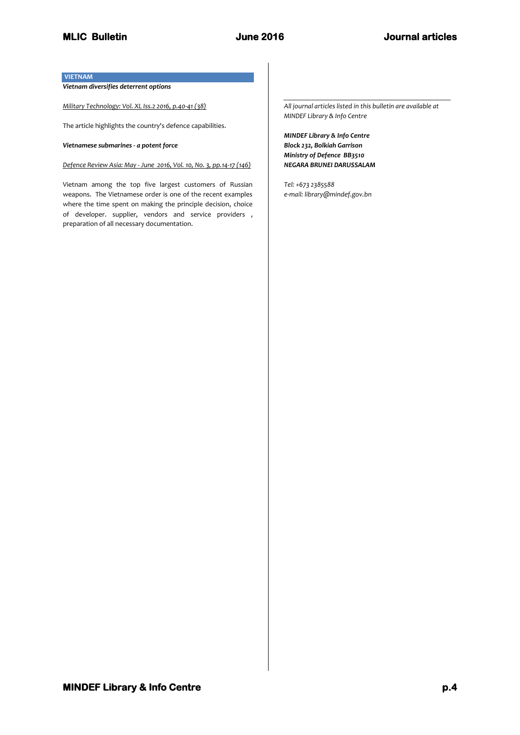## VIETNAM

***Vietnam diversifies deterrent options***

*Military Technology: Vol. XL Iss.2 2016, p.40-41 (38)*

The article highlights the country's defence capabilities.

***Vietnamese submarines - a potent force***

*Defence Review Asia: May - June 2016, Vol. 10, No. 3, pp.14-17 (146)*

Vietnam among the top five largest customers of Russian weapons. The Vietnamese order is one of the recent examples where the time spent on making the principle decision, choice of developer. supplier, vendors and service providers , preparation of all necessary documentation.

---

*All journal articles listed in this bulletin are available at MINDEF Library & Info Centre*

***MINDEF Library & Info Centre***
***Block 232, Bolkiah Garrison***
***Ministry of Defence BB3510***
***NEGARA BRUNEI DARUSSALAM***

*Tel: +673 2385588*
*e-mail: library@mindef.gov.bn*